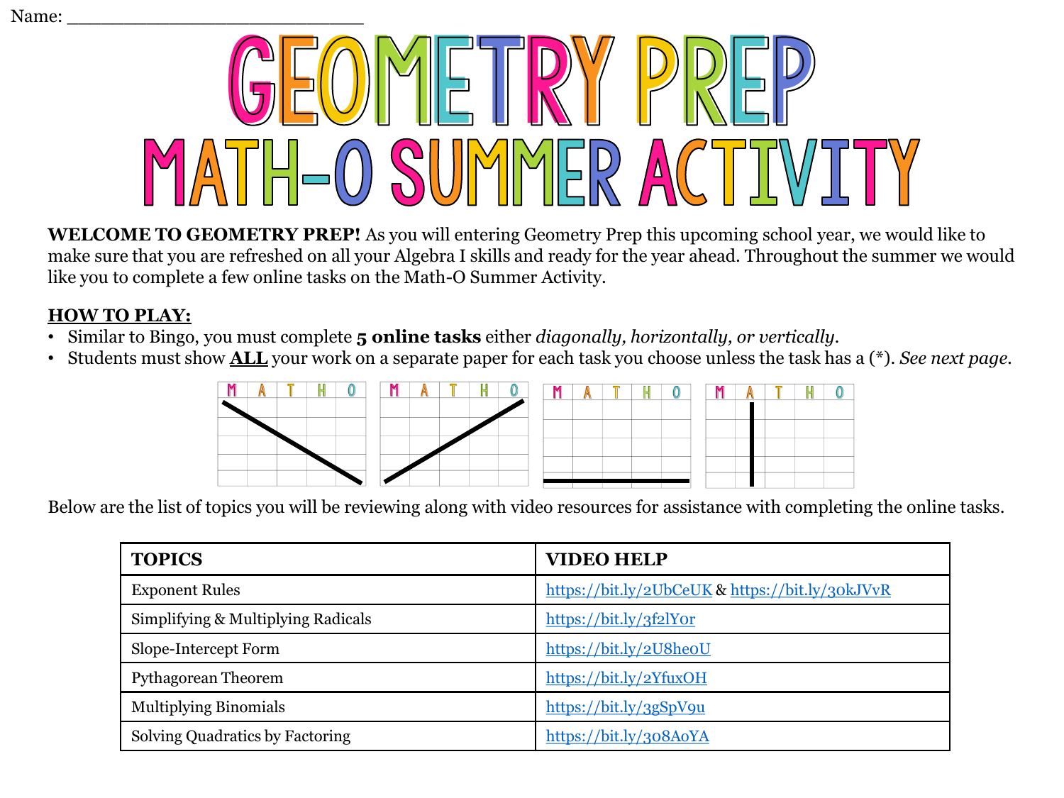Name: ___________________________

# GEOMETRY PREP
# MATH-O SUMMER ACTIVITY

**WELCOME TO GEOMETRY PREP!** As you will entering Geometry Prep this upcoming school year, we would like to make sure that you are refreshed on all your Algebra I skills and ready for the year ahead. Throughout the summer we would like you to complete a few online tasks on the Math-O Summer Activity.

**HOW TO PLAY:**

- Similar to Bingo, you must complete **5 online tasks** either *diagonally, horizontally, or vertically*.
- Students must show **ALL** your work on a separate paper for each task you choose unless the task has a (*). *See next page.*

Below are the list of topics you will be reviewing along with video resources for assistance with completing the online tasks.

| TOPICS | VIDEO HELP |
| --- | --- |
| Exponent Rules | https://bit.ly/2UbCeUK & https://bit.ly/30kJVvR |
| Simplifying & Multiplying Radicals | https://bit.ly/3f2lY0r |
| Slope-Intercept Form | https://bit.ly/2U8he0U |
| Pythagorean Theorem | https://bit.ly/2YfuxOH |
| Multiplying Binomials | https://bit.ly/3gSpV9u |
| Solving Quadratics by Factoring | https://bit.ly/308A0YA |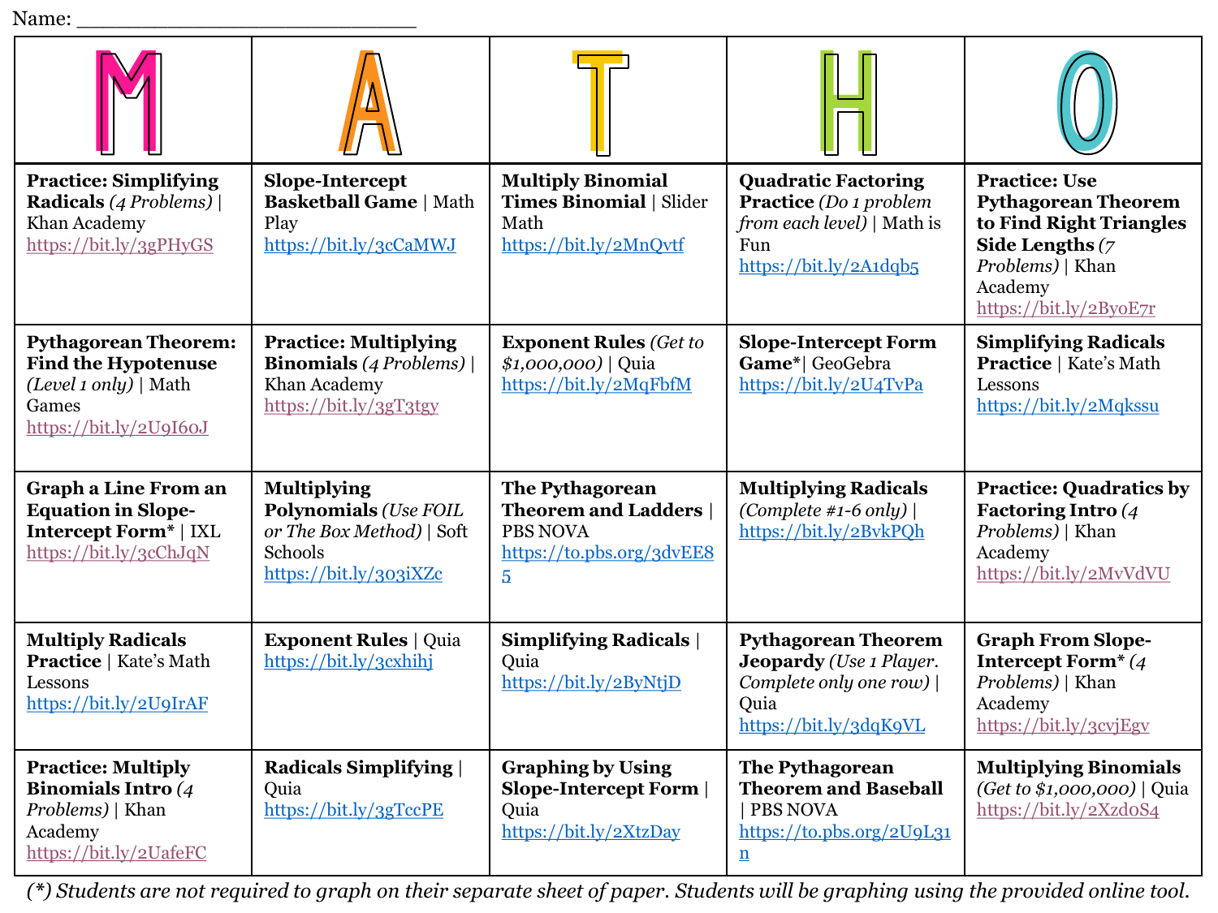Name: ___________________________

| M | A | T | H | O |
|---|---|---|---|---|
| **Practice: Simplifying Radicals** *(4 Problems)* \| Khan Academy https://bit.ly/3gPHyGS | **Slope-Intercept Basketball Game** \| Math Play https://bit.ly/3cCaMWJ | **Multiply Binomial Times Binomial** \| Slider Math https://bit.ly/2MnQvtf | **Quadratic Factoring Practice** *(Do 1 problem from each level)* \| Math is Fun https://bit.ly/2A1dqb5 | **Practice: Use Pythagorean Theorem to Find Right Triangles Side Lengths** *(7 Problems)* \| Khan Academy https://bit.ly/2ByoE7r |
| **Pythagorean Theorem: Find the Hypotenuse** *(Level 1 only)* \| Math Games https://bit.ly/2U9I6oJ | **Practice: Multiplying Binomials** *(4 Problems)* \| Khan Academy https://bit.ly/3gT3tgy | **Exponent Rules** *(Get to $1,000,000)* \| Quia https://bit.ly/2MqFbfM | **Slope-Intercept Form Game***\| GeoGebra https://bit.ly/2U4TvPa | **Simplifying Radicals Practice** \| Kate's Math Lessons https://bit.ly/2Mqkssu |
| **Graph a Line From an Equation in Slope-Intercept Form*** \| IXL https://bit.ly/3cChJqN | **Multiplying Polynomials** *(Use FOIL or The Box Method)* \| Soft Schools https://bit.ly/303iXZc | **The Pythagorean Theorem and Ladders** \| PBS NOVA https://to.pbs.org/3dvEE85 | **Multiplying Radicals** *(Complete #1-6 only)* \| https://bit.ly/2BvkPQh | **Practice: Quadratics by Factoring Intro** *(4 Problems)* \| Khan Academy https://bit.ly/2MvVdVU |
| **Multiply Radicals Practice** \| Kate's Math Lessons https://bit.ly/2U9IrAF | **Exponent Rules** \| Quia https://bit.ly/3cxhihj | **Simplifying Radicals** \| Quia https://bit.ly/2ByNtjD | **Pythagorean Theorem Jeopardy** *(Use 1 Player. Complete only one row)* \| Quia https://bit.ly/3dqK9VL | **Graph From Slope-Intercept Form*** *(4 Problems)* \| Khan Academy https://bit.ly/3cvjEgv |
| **Practice: Multiply Binomials Intro** *(4 Problems)* \| Khan Academy https://bit.ly/2UafeFC | **Radicals Simplifying** \| Quia https://bit.ly/3gTccPE | **Graphing by Using Slope-Intercept Form** \| Quia https://bit.ly/2XtzDay | **The Pythagorean Theorem and Baseball** \| PBS NOVA https://to.pbs.org/2U9L31n | **Multiplying Binomials** *(Get to $1,000,000)* \| Quia https://bit.ly/2Xzd0S4 |

*(*) Students are not required to graph on their separate sheet of paper. Students will be graphing using the provided online tool.*